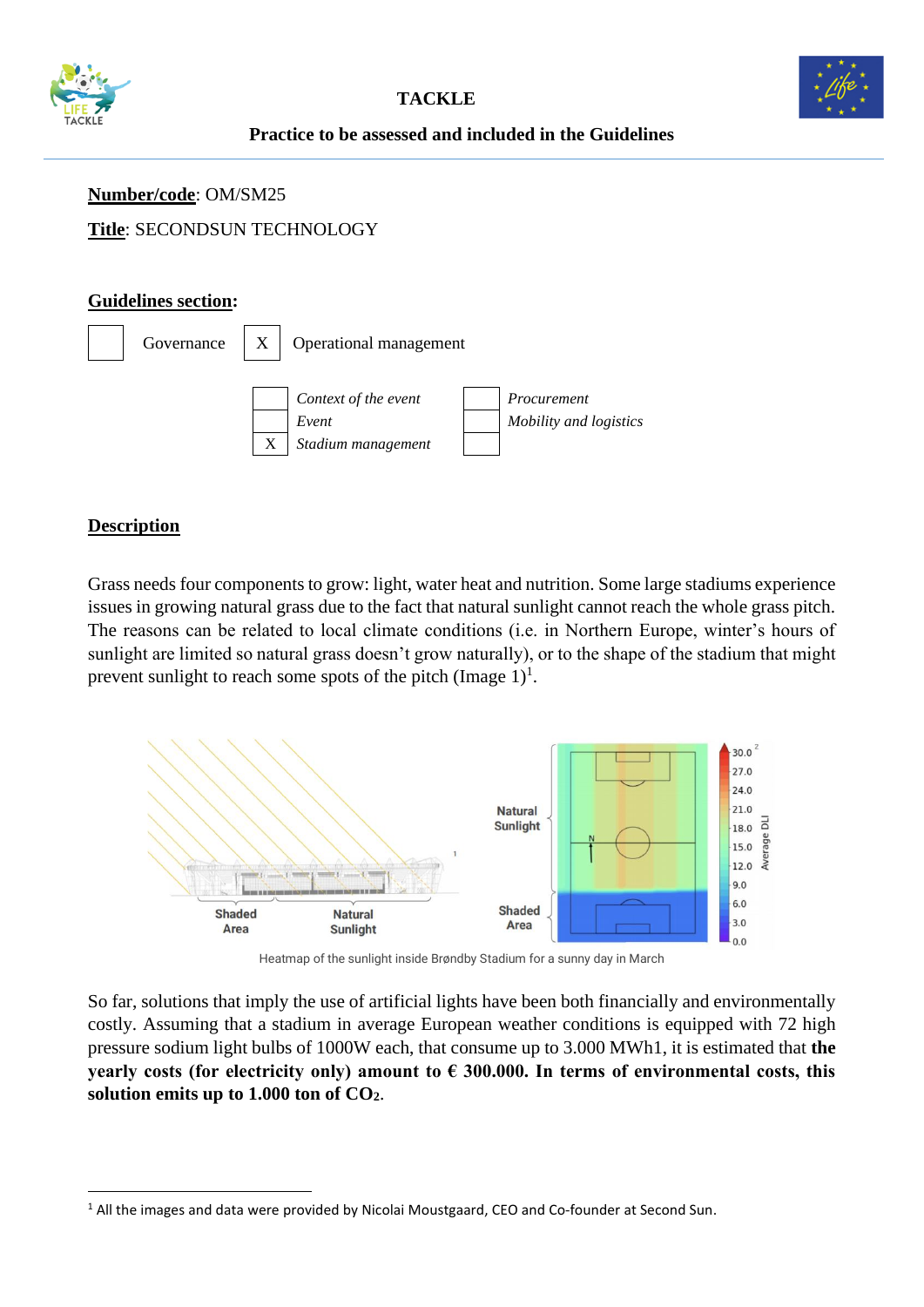**TACKLE**

**Practice to be assessed and included in the Guidelines**

**Number/code**: OM/SM25

**Title**: SECONDSUN TECHNOLOGY

**Guidelines section:**

| | | | |
|---|---|---|---|
| | Governance | X | Operational management |

| | | | |
|---|---|---|---|
| | *Context of the event* | | *Procurement* |
| | *Event* | | *Mobility and logistics* |
| X | *Stadium management* | | |

## Description

Grass needs four components to grow: light, water heat and nutrition. Some large stadiums experience issues in growing natural grass due to the fact that natural sunlight cannot reach the whole grass pitch. The reasons can be related to local climate conditions (i.e. in Northern Europe, winter's hours of sunlight are limited so natural grass doesn't grow naturally), or to the shape of the stadium that might prevent sunlight to reach some spots of the pitch (Image 1)[1].

Heatmap of the sunlight inside Brøndby Stadium for a sunny day in March

So far, solutions that imply the use of artificial lights have been both financially and environmentally costly. Assuming that a stadium in average European weather conditions is equipped with 72 high pressure sodium light bulbs of 1000W each, that consume up to 3.000 MWh1, it is estimated that **the yearly costs (for electricity only) amount to € 300.000. In terms of environmental costs, this solution emits up to 1.000 ton of $CO_2$.**

[1] All the images and data were provided by Nicolai Moustgaard, CEO and Co-founder at Second Sun.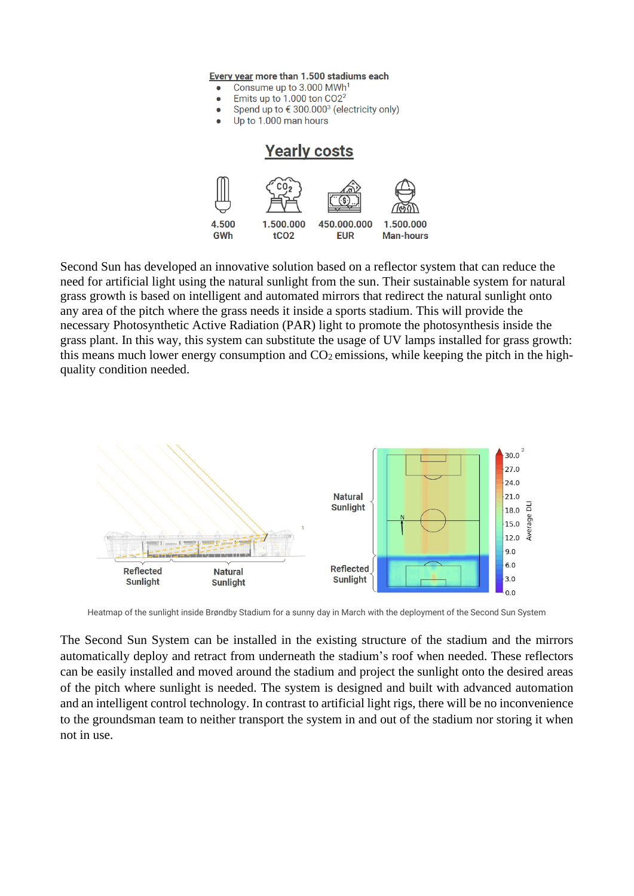Every year more than 1.500 stadiums each

- Consume up to 3.000 MWh[1]
- Emits up to 1.000 ton CO2[2]
- Spend up to € 300.000[3] (electricity only)
- Up to 1.000 man hours

## Yearly costs

| 4.500 GWh | 1.500.000 tCO2 | 450.000.000 EUR | 1.500.000 Man-hours |
|---|---|---|---|

Second Sun has developed an innovative solution based on a reflector system that can reduce the need for artificial light using the natural sunlight from the sun. Their sustainable system for natural grass growth is based on intelligent and automated mirrors that redirect the natural sunlight onto any area of the pitch where the grass needs it inside a sports stadium. This will provide the necessary Photosynthetic Active Radiation (PAR) light to promote the photosynthesis inside the grass plant. In this way, this system can substitute the usage of UV lamps installed for grass growth: this means much lower energy consumption and $CO_2$ emissions, while keeping the pitch in the high-quality condition needed.

Heatmap of the sunlight inside Brøndby Stadium for a sunny day in March with the deployment of the Second Sun System

The Second Sun System can be installed in the existing structure of the stadium and the mirrors automatically deploy and retract from underneath the stadium's roof when needed. These reflectors can be easily installed and moved around the stadium and project the sunlight onto the desired areas of the pitch where sunlight is needed. The system is designed and built with advanced automation and an intelligent control technology. In contrast to artificial light rigs, there will be no inconvenience to the groundsman team to neither transport the system in and out of the stadium nor storing it when not in use.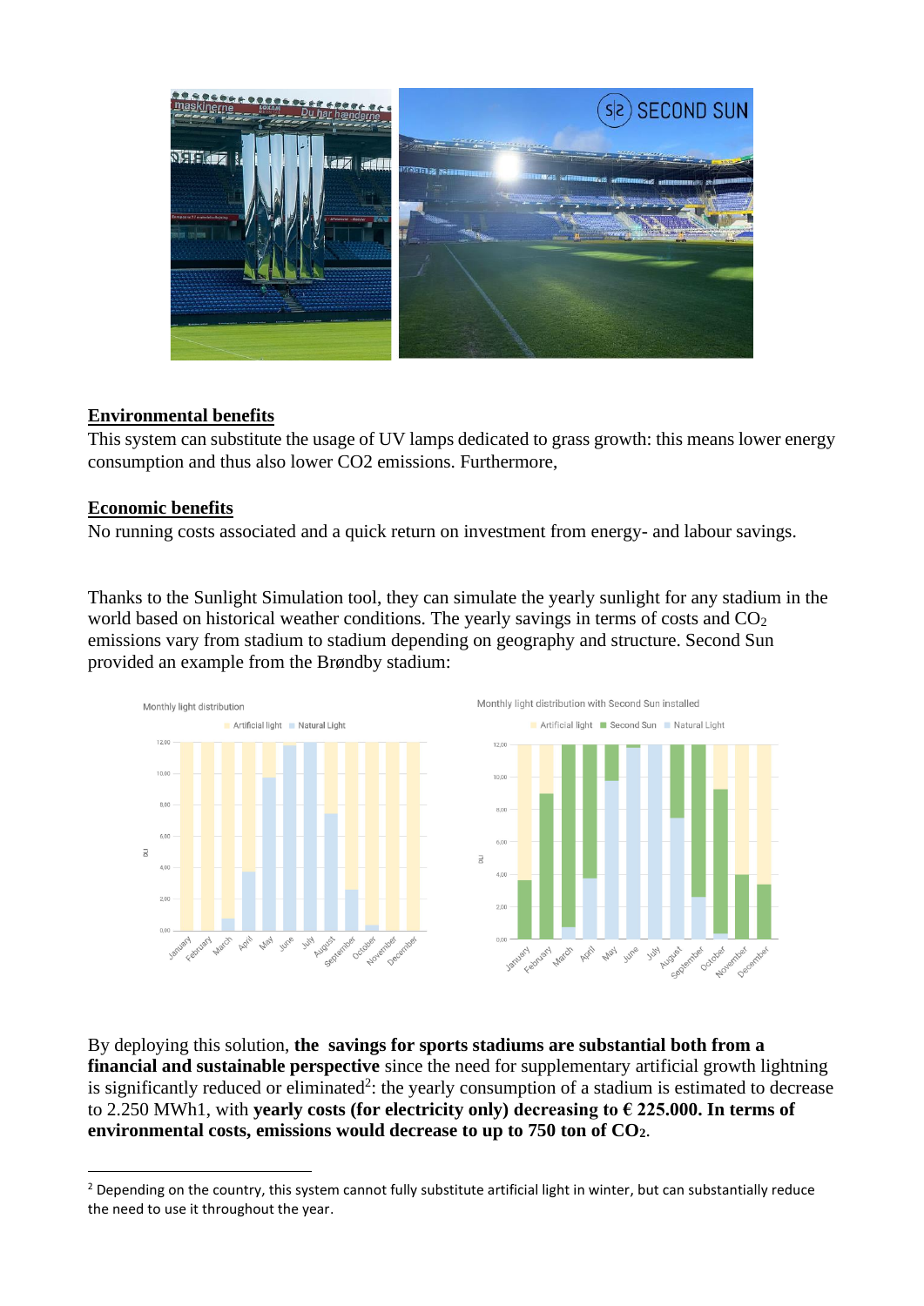## Environmental benefits

This system can substitute the usage of UV lamps dedicated to grass growth: this means lower energy consumption and thus also lower CO2 emissions. Furthermore,

## Economic benefits

No running costs associated and a quick return on investment from energy- and labour savings.

Thanks to the Sunlight Simulation tool, they can simulate the yearly sunlight for any stadium in the world based on historical weather conditions. The yearly savings in terms of costs and $CO_2$ emissions vary from stadium to stadium depending on geography and structure. Second Sun provided an example from the Brøndby stadium:

By deploying this solution, **the savings for sports stadiums are substantial both from a financial and sustainable perspective** since the need for supplementary artificial growth lightning is significantly reduced or eliminated[2]: the yearly consumption of a stadium is estimated to decrease to 2.250 MWh1, with **yearly costs (for electricity only) decreasing to € 225.000. In terms of environmental costs, emissions would decrease to up to 750 ton of $CO_2$.**

[2] Depending on the country, this system cannot fully substitute artificial light in winter, but can substantially reduce the need to use it throughout the year.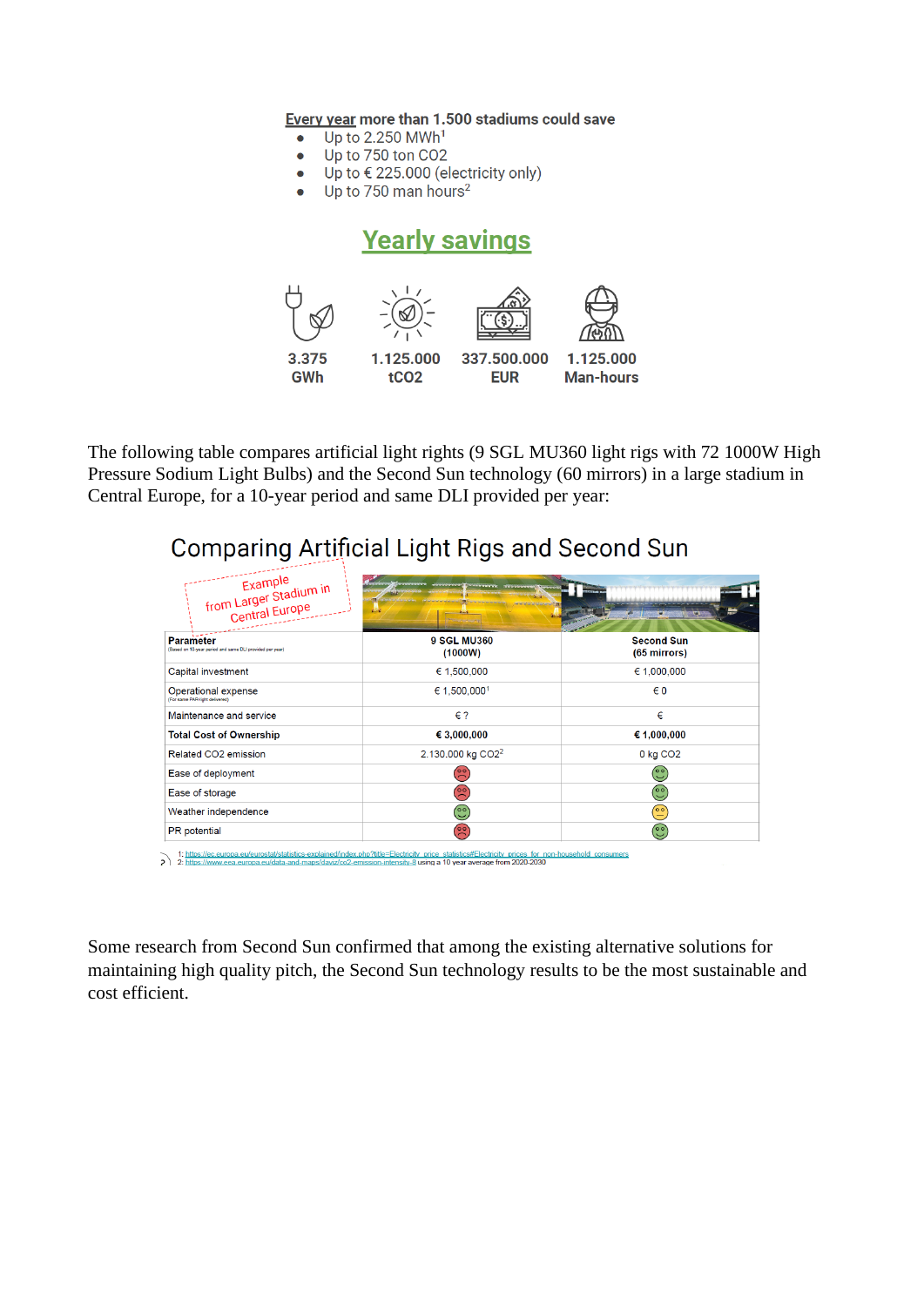**<u>Every year</u> more than 1.500 stadiums could save**

- Up to 2.250 MWh[1]
- Up to 750 ton CO2
- Up to € 225.000 (electricity only)
- Up to 750 man hours[2]

## Yearly savings

| 3.375 GWh | 1.125.000 tCO2 | 337.500.000 EUR | 1.125.000 Man-hours |
|---|---|---|---|

The following table compares artificial light rights (9 SGL MU360 light rigs with 72 1000W High Pressure Sodium Light Bulbs) and the Second Sun technology (60 mirrors) in a large stadium in Central Europe, for a 10-year period and same DLI provided per year:

## Comparing Artificial Light Rigs and Second Sun

Example from Larger Stadium in Central Europe

| Parameter (Based on 10-year period and same DLI provided per year) | 9 SGL MU360 (1000W) | Second Sun (65 mirrors) |
|---|---|---|
| Capital investment | € 1,500,000 | € 1,000,000 |
| Operational expense (For same PAR-light delivered) | € 1,500,000[1] | € 0 |
| Maintenance and service | € ? | € |
| **Total Cost of Ownership** | **€ 3,000,000** | **€ 1,000,000** |
| Related CO2 emission | 2.130.000 kg CO2[2] | 0 kg CO2 |
| Ease of deployment | ☹ | ☺ |
| Ease of storage | ☹ | ☺ |
| Weather independence | ☺ | 😐 |
| PR potential | ☹ | ☺ |

1: https://ec.europa.eu/eurostat/statistics-explained/index.php?title=Electricity_price_statistics#Electricity_prices_for_non-household_consumers
2: https://www.eea.europa.eu/data-and-maps/daviz/co2-emission-intensity-9 using a 10 year average from 2020-2030

Some research from Second Sun confirmed that among the existing alternative solutions for maintaining high quality pitch, the Second Sun technology results to be the most sustainable and cost efficient.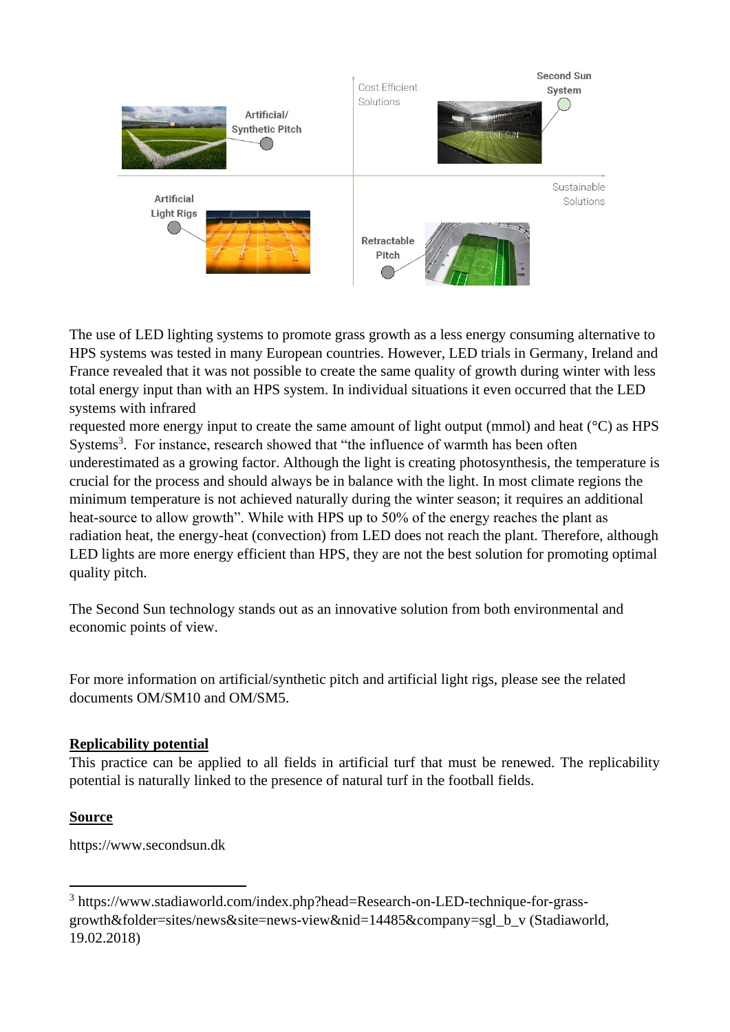Cost Efficient Solutions

Sustainable Solutions

Artificial/ Synthetic Pitch

Second Sun System

Artificial Light Rigs

Retractable Pitch

The use of LED lighting systems to promote grass growth as a less energy consuming alternative to HPS systems was tested in many European countries. However, LED trials in Germany, Ireland and France revealed that it was not possible to create the same quality of growth during winter with less total energy input than with an HPS system. In individual situations it even occurred that the LED systems with infrared requested more energy input to create the same amount of light output (mmol) and heat (°C) as HPS Systems[3]. For instance, research showed that "the influence of warmth has been often underestimated as a growing factor. Although the light is creating photosynthesis, the temperature is crucial for the process and should always be in balance with the light. In most climate regions the minimum temperature is not achieved naturally during the winter season; it requires an additional heat-source to allow growth". While with HPS up to 50% of the energy reaches the plant as radiation heat, the energy-heat (convection) from LED does not reach the plant. Therefore, although LED lights are more energy efficient than HPS, they are not the best solution for promoting optimal quality pitch.

The Second Sun technology stands out as an innovative solution from both environmental and economic points of view.

For more information on artificial/synthetic pitch and artificial light rigs, please see the related documents OM/SM10 and OM/SM5.

**Replicability potential**

This practice can be applied to all fields in artificial turf that must be renewed. The replicability potential is naturally linked to the presence of natural turf in the football fields.

**Source**

https://www.secondsun.dk

[3] https://www.stadiaworld.com/index.php?head=Research-on-LED-technique-for-grass-growth&folder=sites/news&site=news-view&nid=14485&company=sgl_b_v (Stadiaworld, 19.02.2018)